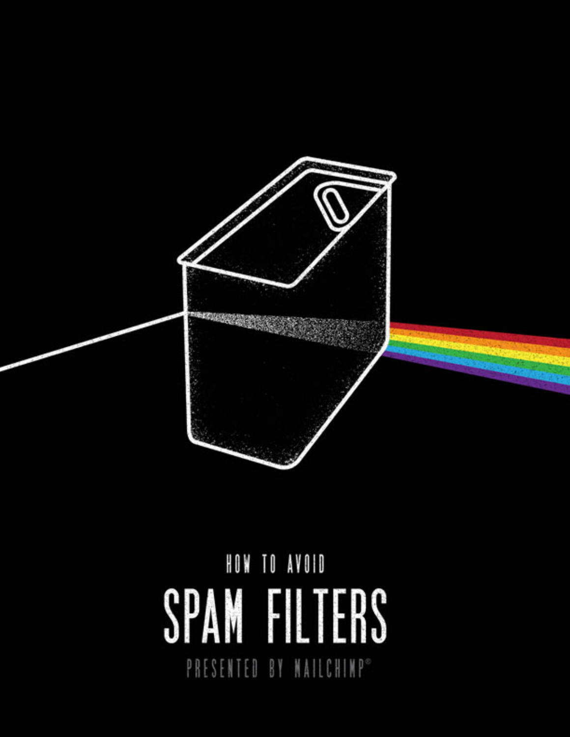HOW TO AVOID

# SPAM FILTERS

PRESENTED BY MAILCHIMP®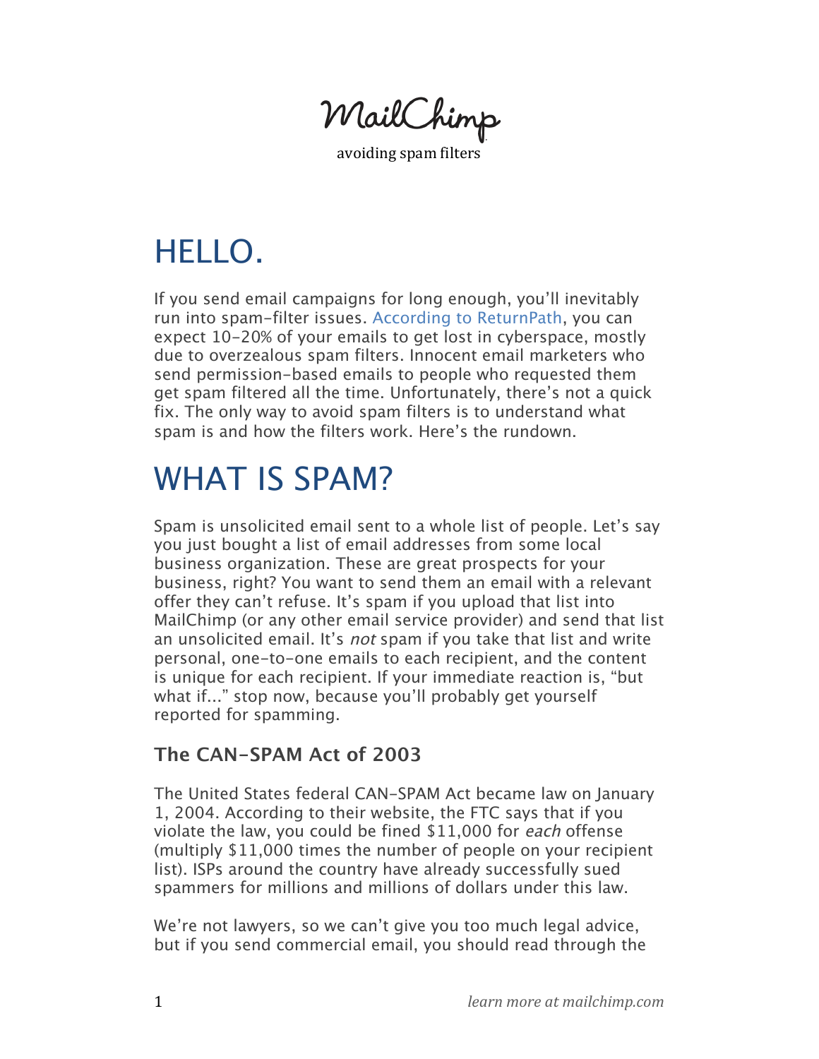MailChimp

avoiding spam filters

# HELLO.

If you send email campaigns for long enough, you'll inevitably run into spam-filter issues. According to ReturnPath, you can expect 10-20% of your emails to get lost in cyberspace, mostly due to overzealous spam filters. Innocent email marketers who send permission-based emails to people who requested them get spam filtered all the time. Unfortunately, there's not a quick fix. The only way to avoid spam filters is to understand what spam is and how the filters work. Here's the rundown.

# WHAT IS SPAM?

Spam is unsolicited email sent to a whole list of people. Let's say you just bought a list of email addresses from some local business organization. These are great prospects for your business, right? You want to send them an email with a relevant offer they can't refuse. It's spam if you upload that list into MailChimp (or any other email service provider) and send that list an unsolicited email. It's *not* spam if you take that list and write personal, one-to-one emails to each recipient, and the content is unique for each recipient. If your immediate reaction is, "but what if..." stop now, because you'll probably get yourself reported for spamming.

### The CAN-SPAM Act of 2003

The United States federal CAN-SPAM Act became law on January 1, 2004. According to their website, the FTC says that if you violate the law, you could be fined $11,000 for *each* offense (multiply $11,000 times the number of people on your recipient list). ISPs around the country have already successfully sued spammers for millions and millions of dollars under this law.

We're not lawyers, so we can't give you too much legal advice, but if you send commercial email, you should read through the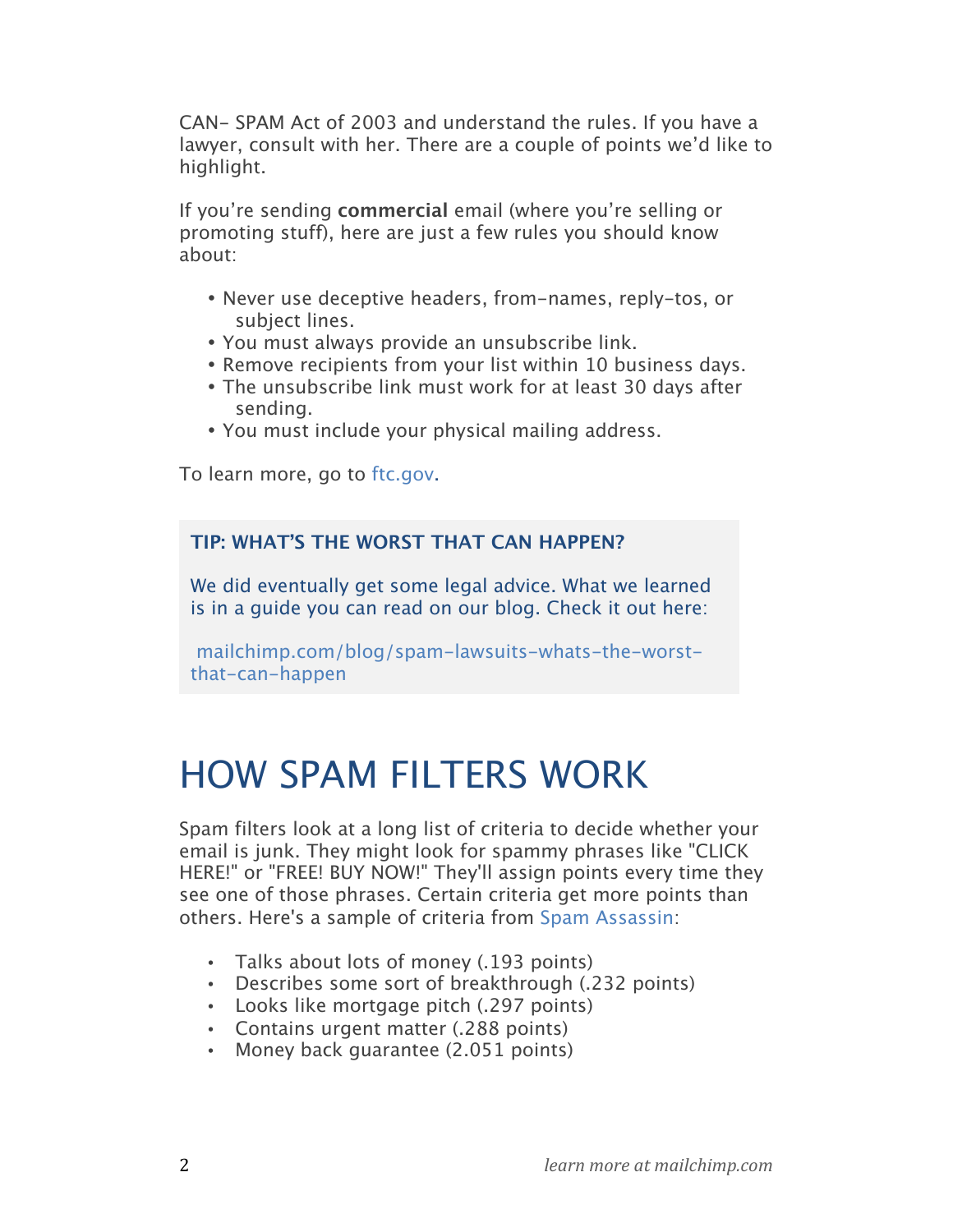CAN- SPAM Act of 2003 and understand the rules. If you have a lawyer, consult with her. There are a couple of points we'd like to highlight.

If you're sending **commercial** email (where you're selling or promoting stuff), here are just a few rules you should know about:

- Never use deceptive headers, from-names, reply-tos, or subject lines.
- You must always provide an unsubscribe link.
- Remove recipients from your list within 10 business days.
- The unsubscribe link must work for at least 30 days after sending.
- You must include your physical mailing address.

To learn more, go to ftc.gov.

**TIP: WHAT'S THE WORST THAT CAN HAPPEN?**

We did eventually get some legal advice. What we learned is in a guide you can read on our blog. Check it out here:

mailchimp.com/blog/spam-lawsuits-whats-the-worst-that-can-happen

# HOW SPAM FILTERS WORK

Spam filters look at a long list of criteria to decide whether your email is junk. They might look for spammy phrases like "CLICK HERE!" or "FREE! BUY NOW!" They'll assign points every time they see one of those phrases. Certain criteria get more points than others. Here's a sample of criteria from Spam Assassin:

- Talks about lots of money (.193 points)
- Describes some sort of breakthrough (.232 points)
- Looks like mortgage pitch (.297 points)
- Contains urgent matter (.288 points)
- Money back guarantee (2.051 points)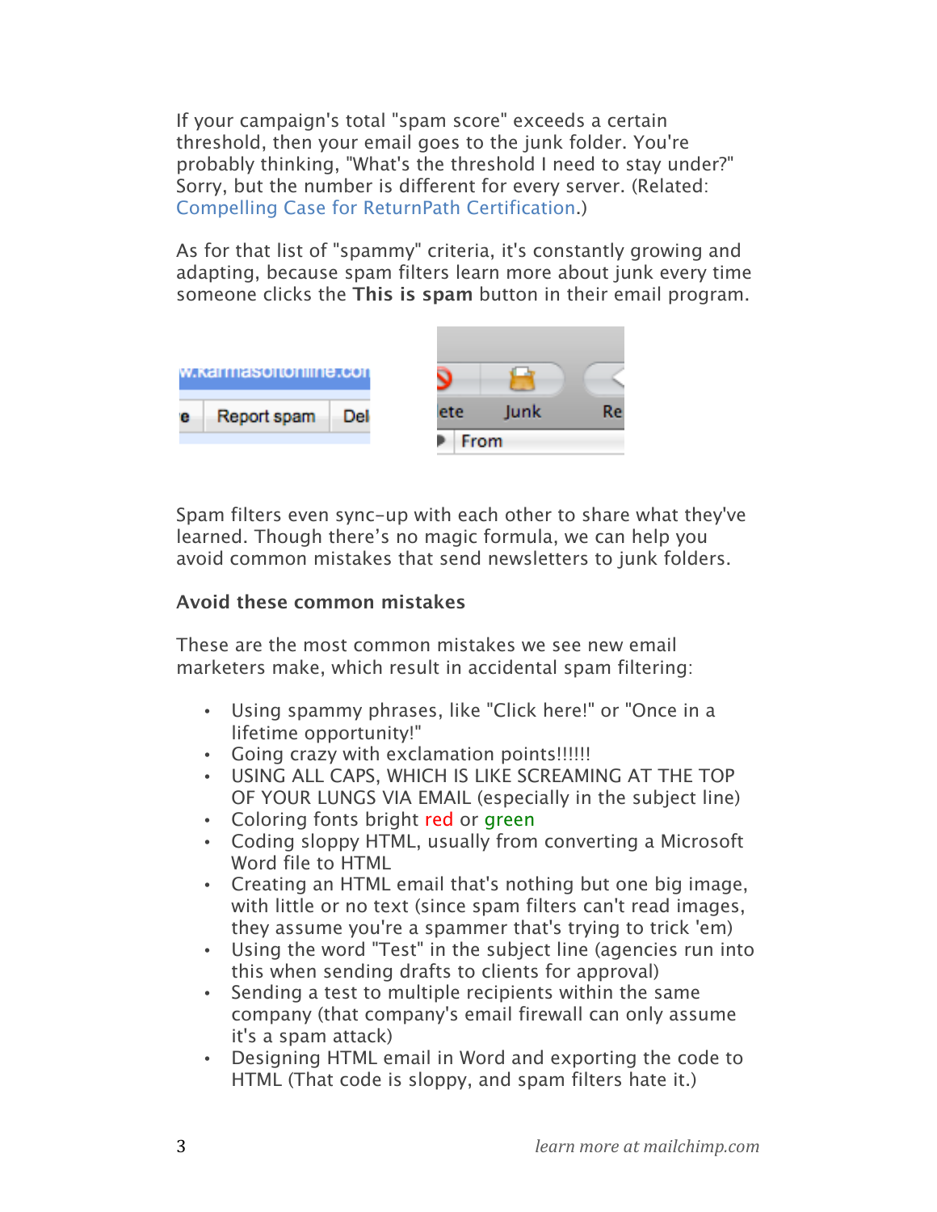If your campaign's total "spam score" exceeds a certain threshold, then your email goes to the junk folder. You're probably thinking, "What's the threshold I need to stay under?" Sorry, but the number is different for every server. (Related: Compelling Case for ReturnPath Certification.)

As for that list of "spammy" criteria, it's constantly growing and adapting, because spam filters learn more about junk every time someone clicks the **This is spam** button in their email program.

Spam filters even sync-up with each other to share what they've learned. Though there's no magic formula, we can help you avoid common mistakes that send newsletters to junk folders.

**Avoid these common mistakes**

These are the most common mistakes we see new email marketers make, which result in accidental spam filtering:

- Using spammy phrases, like "Click here!" or "Once in a lifetime opportunity!"
- Going crazy with exclamation points!!!!!!
- USING ALL CAPS, WHICH IS LIKE SCREAMING AT THE TOP OF YOUR LUNGS VIA EMAIL (especially in the subject line)
- Coloring fonts bright red or green
- Coding sloppy HTML, usually from converting a Microsoft Word file to HTML
- Creating an HTML email that's nothing but one big image, with little or no text (since spam filters can't read images, they assume you're a spammer that's trying to trick 'em)
- Using the word "Test" in the subject line (agencies run into this when sending drafts to clients for approval)
- Sending a test to multiple recipients within the same company (that company's email firewall can only assume it's a spam attack)
- Designing HTML email in Word and exporting the code to HTML (That code is sloppy, and spam filters hate it.)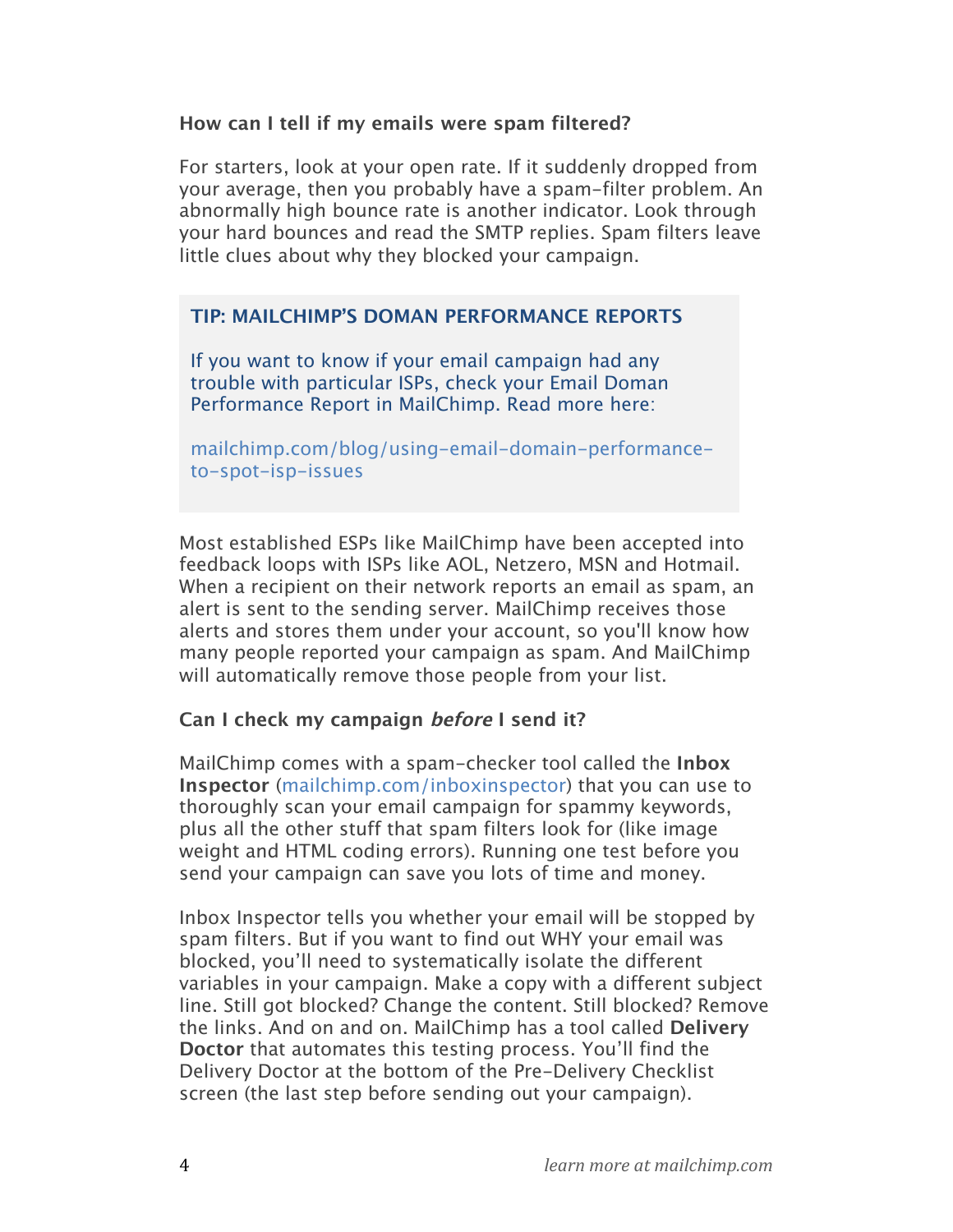### How can I tell if my emails were spam filtered?

For starters, look at your open rate. If it suddenly dropped from your average, then you probably have a spam-filter problem. An abnormally high bounce rate is another indicator. Look through your hard bounces and read the SMTP replies. Spam filters leave little clues about why they blocked your campaign.

> **TIP: MAILCHIMP'S DOMAN PERFORMANCE REPORTS**
>
> If you want to know if your email campaign had any trouble with particular ISPs, check your Email Doman Performance Report in MailChimp. Read more here:
>
> mailchimp.com/blog/using-email-domain-performance-to-spot-isp-issues

Most established ESPs like MailChimp have been accepted into feedback loops with ISPs like AOL, Netzero, MSN and Hotmail. When a recipient on their network reports an email as spam, an alert is sent to the sending server. MailChimp receives those alerts and stores them under your account, so you'll know how many people reported your campaign as spam. And MailChimp will automatically remove those people from your list.

### Can I check my campaign *before* I send it?

MailChimp comes with a spam-checker tool called the **Inbox Inspector** (mailchimp.com/inboxinspector) that you can use to thoroughly scan your email campaign for spammy keywords, plus all the other stuff that spam filters look for (like image weight and HTML coding errors). Running one test before you send your campaign can save you lots of time and money.

Inbox Inspector tells you whether your email will be stopped by spam filters. But if you want to find out WHY your email was blocked, you'll need to systematically isolate the different variables in your campaign. Make a copy with a different subject line. Still got blocked? Change the content. Still blocked? Remove the links. And on and on. MailChimp has a tool called **Delivery Doctor** that automates this testing process. You'll find the Delivery Doctor at the bottom of the Pre-Delivery Checklist screen (the last step before sending out your campaign).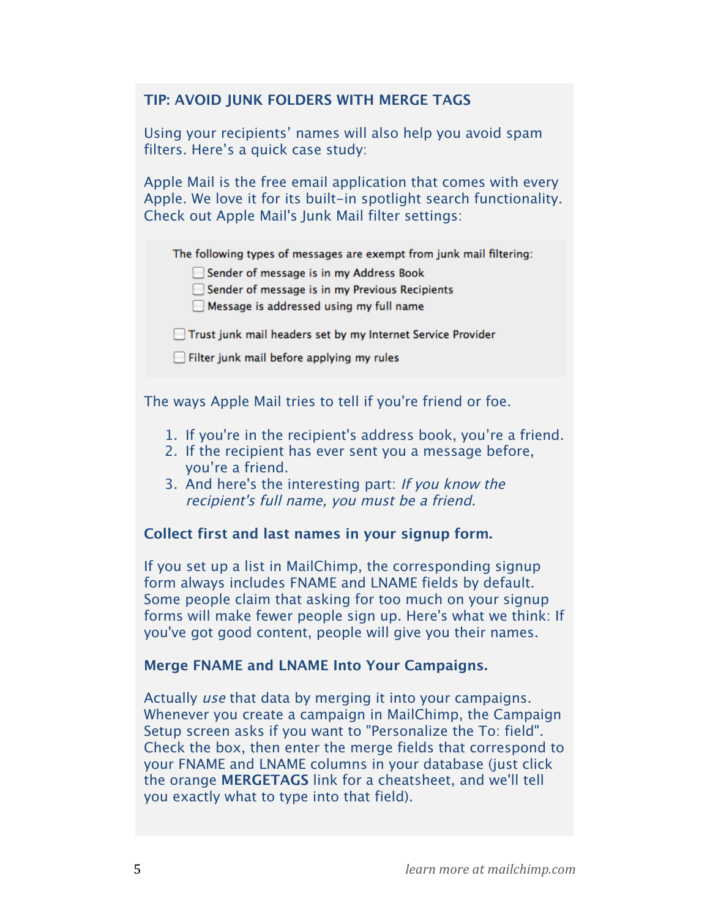### TIP: AVOID JUNK FOLDERS WITH MERGE TAGS

Using your recipients' names will also help you avoid spam filters. Here's a quick case study:

Apple Mail is the free email application that comes with every Apple. We love it for its built-in spotlight search functionality. Check out Apple Mail's Junk Mail filter settings:

The following types of messages are exempt from junk mail filtering:

- [ ] Sender of message is in my Address Book
- [ ] Sender of message is in my Previous Recipients
- [ ] Message is addressed using my full name

- [ ] Trust junk mail headers set by my Internet Service Provider

- [ ] Filter junk mail before applying my rules

The ways Apple Mail tries to tell if you're friend or foe.

1. If you're in the recipient's address book, you're a friend.
2. If the recipient has ever sent you a message before, you're a friend.
3. And here's the interesting part: *If you know the recipient's full name, you must be a friend.*

**Collect first and last names in your signup form.**

If you set up a list in MailChimp, the corresponding signup form always includes FNAME and LNAME fields by default. Some people claim that asking for too much on your signup forms will make fewer people sign up. Here's what we think: If you've got good content, people will give you their names.

**Merge FNAME and LNAME Into Your Campaigns.**

Actually *use* that data by merging it into your campaigns. Whenever you create a campaign in MailChimp, the Campaign Setup screen asks if you want to "Personalize the To: field". Check the box, then enter the merge fields that correspond to your FNAME and LNAME columns in your database (just click the orange **MERGETAGS** link for a cheatsheet, and we'll tell you exactly what to type into that field).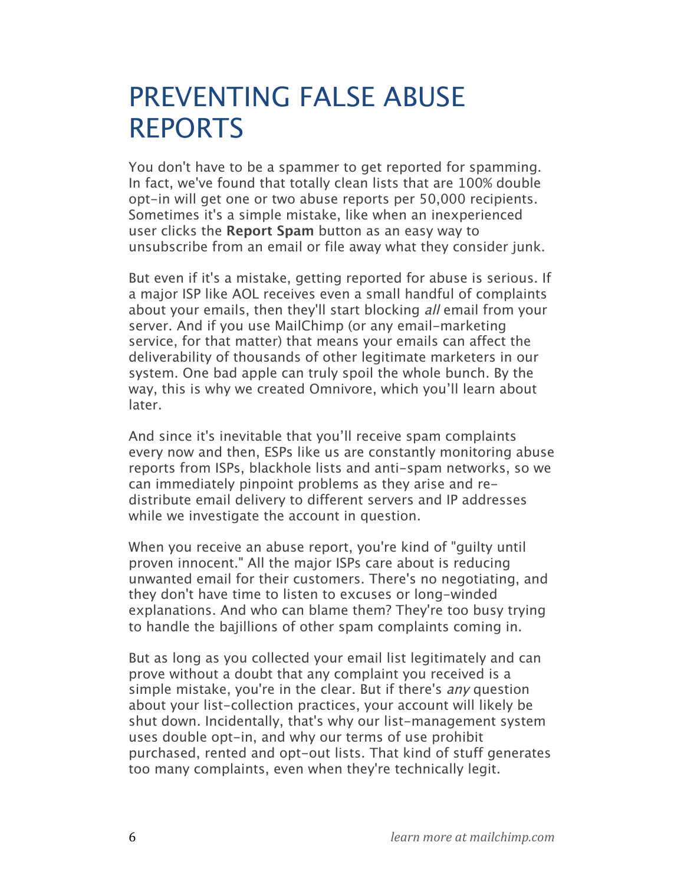# PREVENTING FALSE ABUSE REPORTS

You don't have to be a spammer to get reported for spamming. In fact, we've found that totally clean lists that are 100% double opt-in will get one or two abuse reports per 50,000 recipients. Sometimes it's a simple mistake, like when an inexperienced user clicks the **Report Spam** button as an easy way to unsubscribe from an email or file away what they consider junk.

But even if it's a mistake, getting reported for abuse is serious. If a major ISP like AOL receives even a small handful of complaints about your emails, then they'll start blocking *all* email from your server. And if you use MailChimp (or any email-marketing service, for that matter) that means your emails can affect the deliverability of thousands of other legitimate marketers in our system. One bad apple can truly spoil the whole bunch. By the way, this is why we created Omnivore, which you'll learn about later.

And since it's inevitable that you'll receive spam complaints every now and then, ESPs like us are constantly monitoring abuse reports from ISPs, blackhole lists and anti-spam networks, so we can immediately pinpoint problems as they arise and re-distribute email delivery to different servers and IP addresses while we investigate the account in question.

When you receive an abuse report, you're kind of "guilty until proven innocent." All the major ISPs care about is reducing unwanted email for their customers. There's no negotiating, and they don't have time to listen to excuses or long-winded explanations. And who can blame them? They're too busy trying to handle the bajillions of other spam complaints coming in.

But as long as you collected your email list legitimately and can prove without a doubt that any complaint you received is a simple mistake, you're in the clear. But if there's *any* question about your list-collection practices, your account will likely be shut down. Incidentally, that's why our list-management system uses double opt-in, and why our terms of use prohibit purchased, rented and opt-out lists. That kind of stuff generates too many complaints, even when they're technically legit.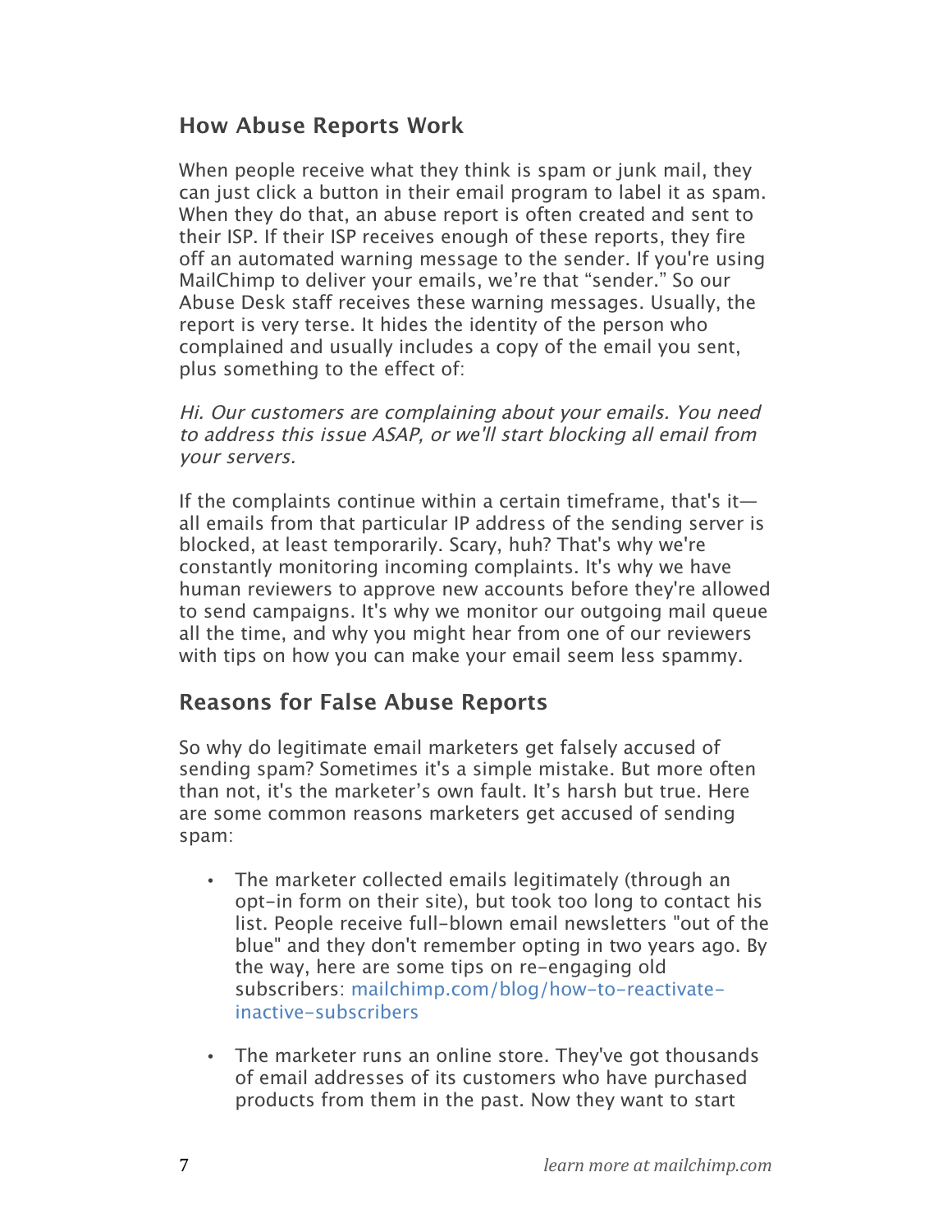## How Abuse Reports Work

When people receive what they think is spam or junk mail, they can just click a button in their email program to label it as spam. When they do that, an abuse report is often created and sent to their ISP. If their ISP receives enough of these reports, they fire off an automated warning message to the sender. If you're using MailChimp to deliver your emails, we're that "sender." So our Abuse Desk staff receives these warning messages. Usually, the report is very terse. It hides the identity of the person who complained and usually includes a copy of the email you sent, plus something to the effect of:

*Hi. Our customers are complaining about your emails. You need to address this issue ASAP, or we'll start blocking all email from your servers.*

If the complaints continue within a certain timeframe, that's it—all emails from that particular IP address of the sending server is blocked, at least temporarily. Scary, huh? That's why we're constantly monitoring incoming complaints. It's why we have human reviewers to approve new accounts before they're allowed to send campaigns. It's why we monitor our outgoing mail queue all the time, and why you might hear from one of our reviewers with tips on how you can make your email seem less spammy.

## Reasons for False Abuse Reports

So why do legitimate email marketers get falsely accused of sending spam? Sometimes it's a simple mistake. But more often than not, it's the marketer's own fault. It's harsh but true. Here are some common reasons marketers get accused of sending spam:

- The marketer collected emails legitimately (through an opt-in form on their site), but took too long to contact his list. People receive full-blown email newsletters "out of the blue" and they don't remember opting in two years ago. By the way, here are some tips on re-engaging old subscribers: mailchimp.com/blog/how-to-reactivate-inactive-subscribers

- The marketer runs an online store. They've got thousands of email addresses of its customers who have purchased products from them in the past. Now they want to start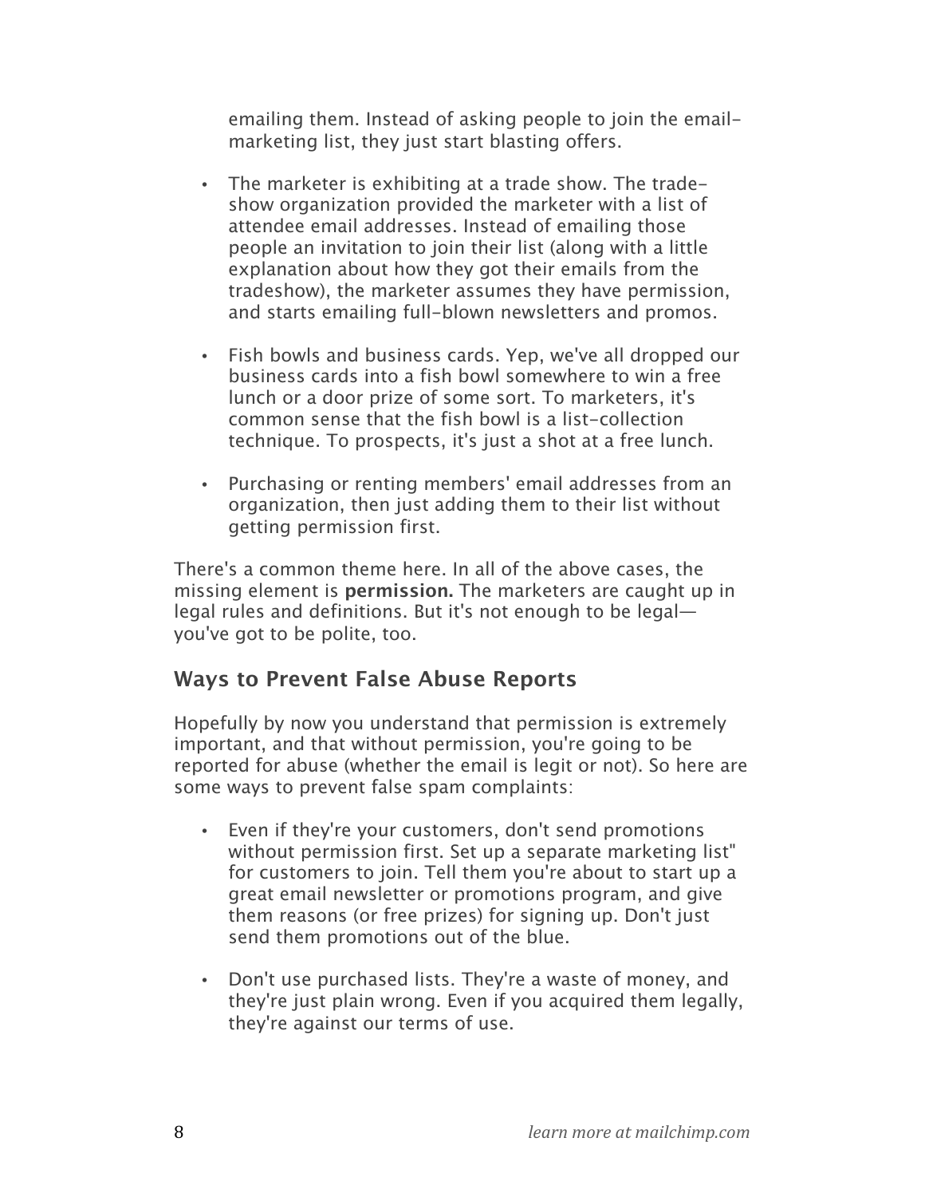emailing them. Instead of asking people to join the email-marketing list, they just start blasting offers.

- The marketer is exhibiting at a trade show. The trade-show organization provided the marketer with a list of attendee email addresses. Instead of emailing those people an invitation to join their list (along with a little explanation about how they got their emails from the tradeshow), the marketer assumes they have permission, and starts emailing full-blown newsletters and promos.

- Fish bowls and business cards. Yep, we've all dropped our business cards into a fish bowl somewhere to win a free lunch or a door prize of some sort. To marketers, it's common sense that the fish bowl is a list-collection technique. To prospects, it's just a shot at a free lunch.

- Purchasing or renting members' email addresses from an organization, then just adding them to their list without getting permission first.

There's a common theme here. In all of the above cases, the missing element is **permission.** The marketers are caught up in legal rules and definitions. But it's not enough to be legal—you've got to be polite, too.

## Ways to Prevent False Abuse Reports

Hopefully by now you understand that permission is extremely important, and that without permission, you're going to be reported for abuse (whether the email is legit or not). So here are some ways to prevent false spam complaints:

- Even if they're your customers, don't send promotions without permission first. Set up a separate marketing list" for customers to join. Tell them you're about to start up a great email newsletter or promotions program, and give them reasons (or free prizes) for signing up. Don't just send them promotions out of the blue.

- Don't use purchased lists. They're a waste of money, and they're just plain wrong. Even if you acquired them legally, they're against our terms of use.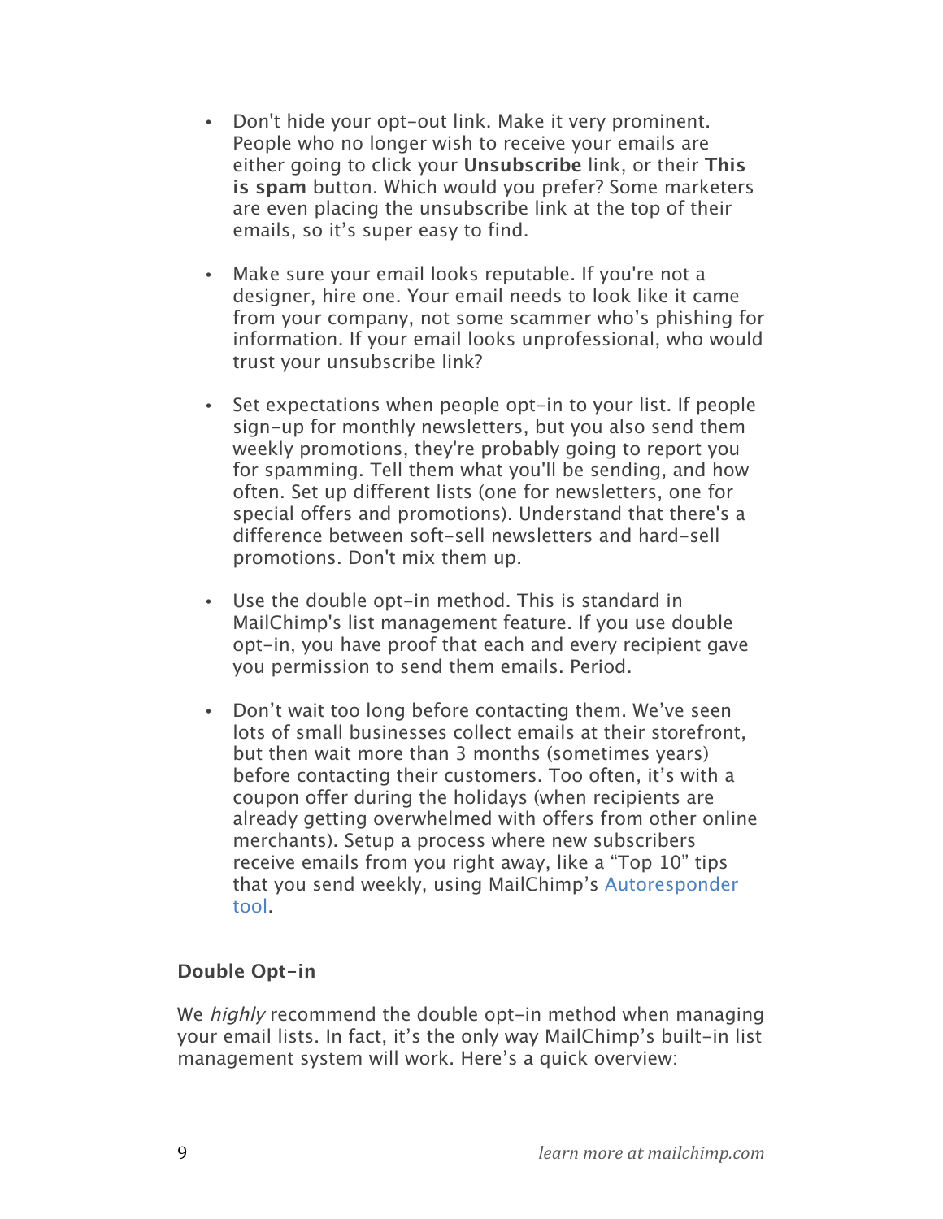- Don't hide your opt-out link. Make it very prominent. People who no longer wish to receive your emails are either going to click your **Unsubscribe** link, or their **This is spam** button. Which would you prefer? Some marketers are even placing the unsubscribe link at the top of their emails, so it's super easy to find.

- Make sure your email looks reputable. If you're not a designer, hire one. Your email needs to look like it came from your company, not some scammer who's phishing for information. If your email looks unprofessional, who would trust your unsubscribe link?

- Set expectations when people opt-in to your list. If people sign-up for monthly newsletters, but you also send them weekly promotions, they're probably going to report you for spamming. Tell them what you'll be sending, and how often. Set up different lists (one for newsletters, one for special offers and promotions). Understand that there's a difference between soft-sell newsletters and hard-sell promotions. Don't mix them up.

- Use the double opt-in method. This is standard in MailChimp's list management feature. If you use double opt-in, you have proof that each and every recipient gave you permission to send them emails. Period.

- Don't wait too long before contacting them. We've seen lots of small businesses collect emails at their storefront, but then wait more than 3 months (sometimes years) before contacting their customers. Too often, it's with a coupon offer during the holidays (when recipients are already getting overwhelmed with offers from other online merchants). Setup a process where new subscribers receive emails from you right away, like a "Top 10" tips that you send weekly, using MailChimp's Autoresponder tool.

### Double Opt-in

We *highly* recommend the double opt-in method when managing your email lists. In fact, it's the only way MailChimp's built-in list management system will work. Here's a quick overview: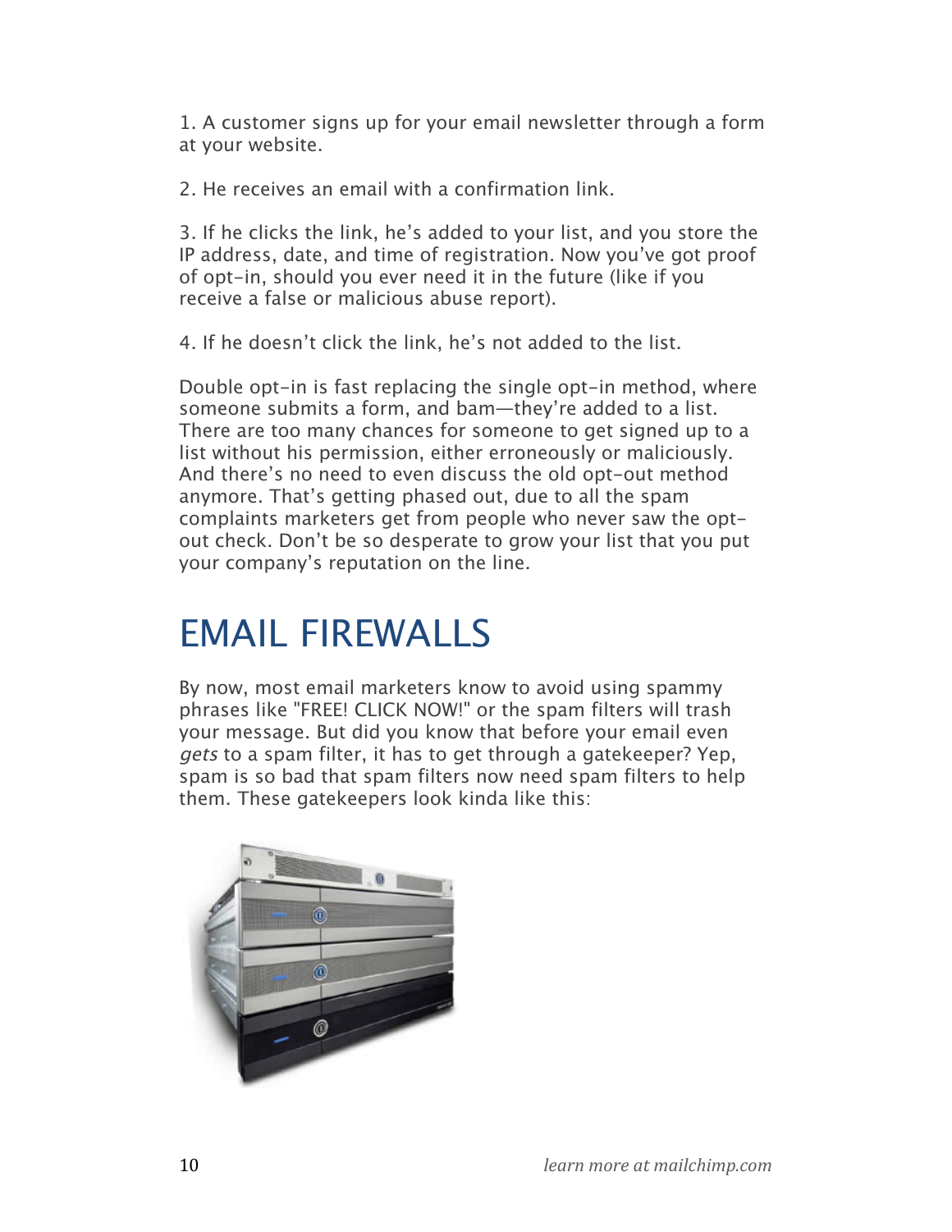1. A customer signs up for your email newsletter through a form at your website.

2. He receives an email with a confirmation link.

3. If he clicks the link, he's added to your list, and you store the IP address, date, and time of registration. Now you've got proof of opt-in, should you ever need it in the future (like if you receive a false or malicious abuse report).

4. If he doesn't click the link, he's not added to the list.

Double opt-in is fast replacing the single opt-in method, where someone submits a form, and bam—they're added to a list. There are too many chances for someone to get signed up to a list without his permission, either erroneously or maliciously. And there's no need to even discuss the old opt-out method anymore. That's getting phased out, due to all the spam complaints marketers get from people who never saw the opt-out check. Don't be so desperate to grow your list that you put your company's reputation on the line.

# EMAIL FIREWALLS

By now, most email marketers know to avoid using spammy phrases like "FREE! CLICK NOW!" or the spam filters will trash your message. But did you know that before your email even *gets* to a spam filter, it has to get through a gatekeeper? Yep, spam is so bad that spam filters now need spam filters to help them. These gatekeepers look kinda like this: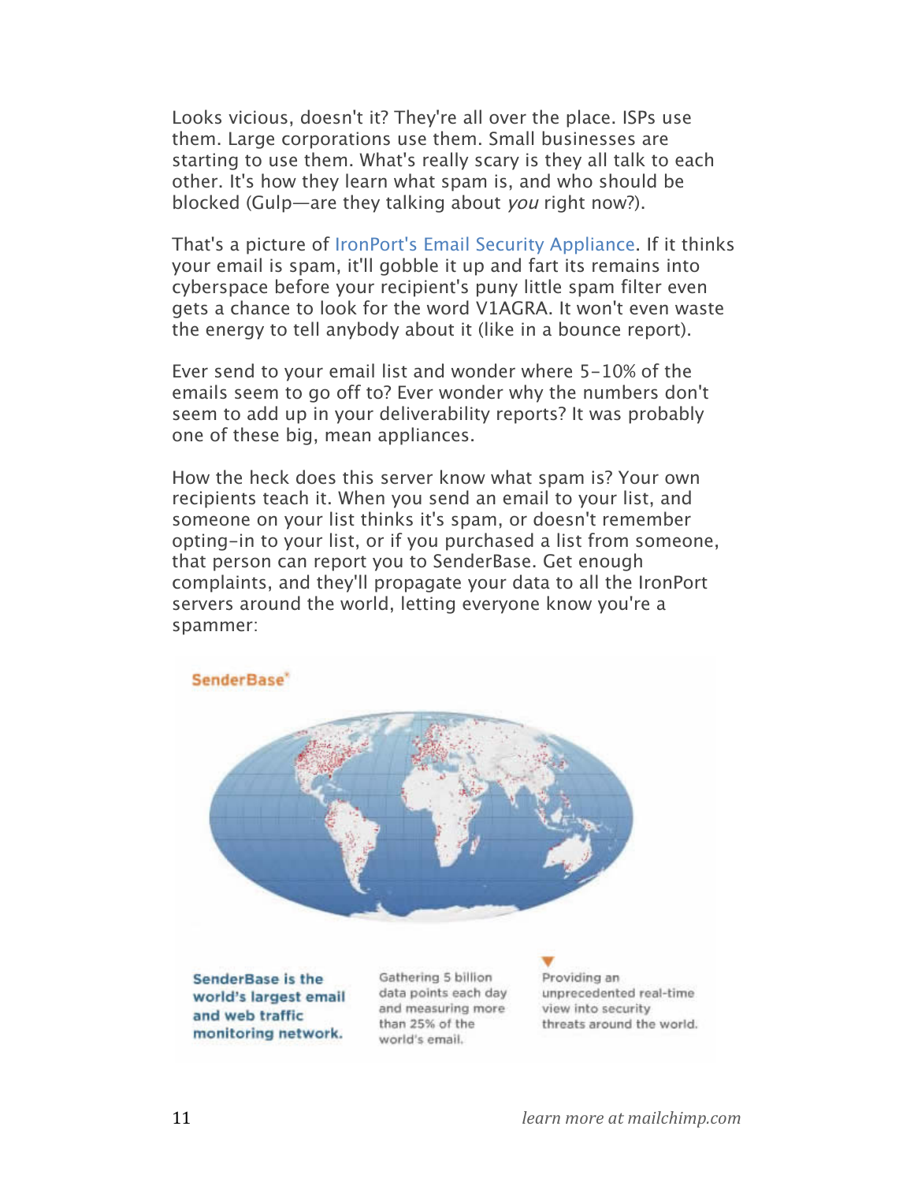Looks vicious, doesn't it? They're all over the place. ISPs use them. Large corporations use them. Small businesses are starting to use them. What's really scary is they all talk to each other. It's how they learn what spam is, and who should be blocked (Gulp—are they talking about *you* right now?).

That's a picture of IronPort's Email Security Appliance. If it thinks your email is spam, it'll gobble it up and fart its remains into cyberspace before your recipient's puny little spam filter even gets a chance to look for the word V1AGRA. It won't even waste the energy to tell anybody about it (like in a bounce report).

Ever send to your email list and wonder where 5-10% of the emails seem to go off to? Ever wonder why the numbers don't seem to add up in your deliverability reports? It was probably one of these big, mean appliances.

How the heck does this server know what spam is? Your own recipients teach it. When you send an email to your list, and someone on your list thinks it's spam, or doesn't remember opting-in to your list, or if you purchased a list from someone, that person can report you to SenderBase. Get enough complaints, and they'll propagate your data to all the IronPort servers around the world, letting everyone know you're a spammer:

**SenderBase**

**SenderBase is the world's largest email and web traffic monitoring network.**

Gathering 5 billion data points each day and measuring more than 25% of the world's email.

Providing an unprecedented real-time view into security threats around the world.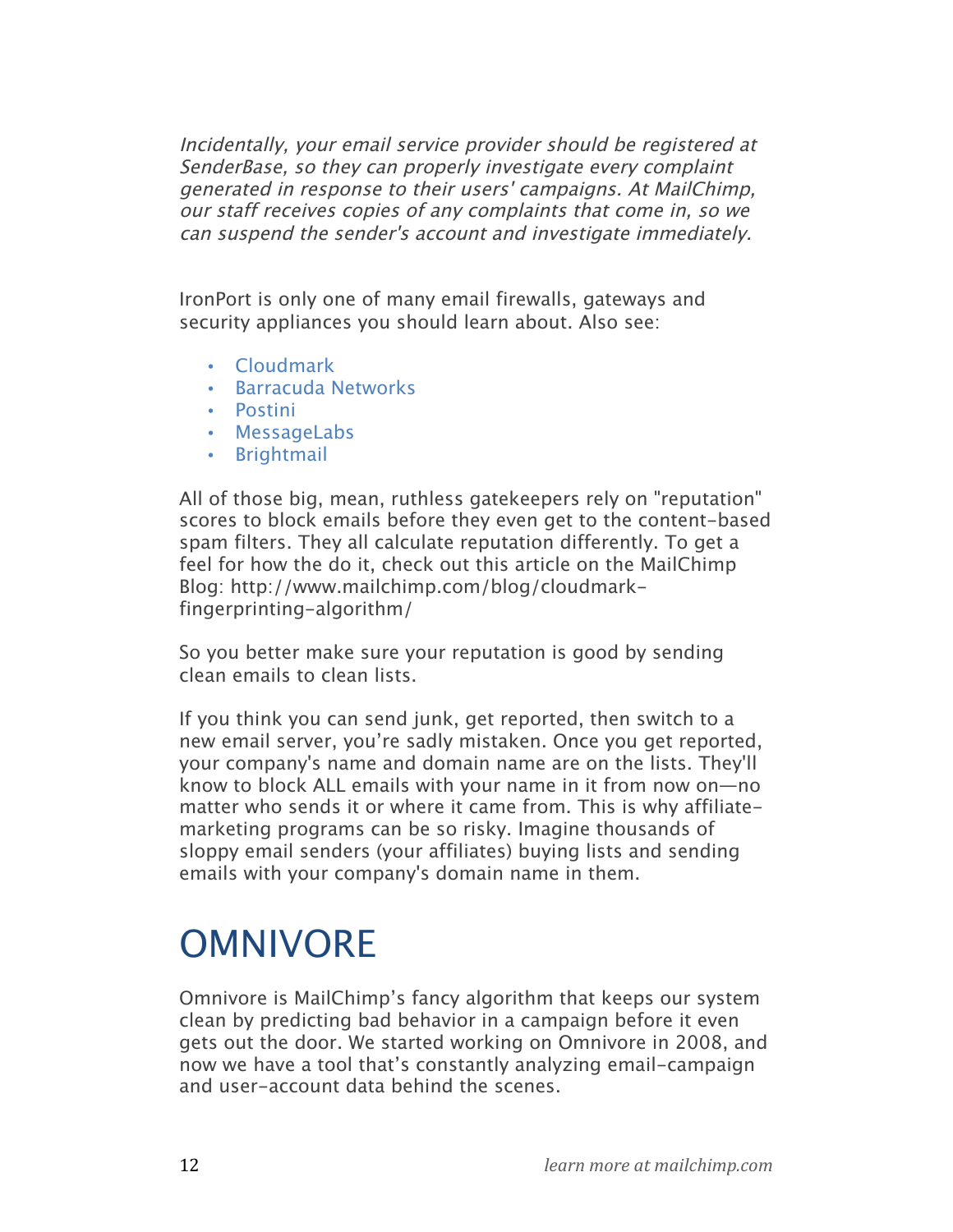*Incidentally, your email service provider should be registered at SenderBase, so they can properly investigate every complaint generated in response to their users' campaigns. At MailChimp, our staff receives copies of any complaints that come in, so we can suspend the sender's account and investigate immediately.*

IronPort is only one of many email firewalls, gateways and security appliances you should learn about. Also see:

- Cloudmark
- Barracuda Networks
- Postini
- MessageLabs
- Brightmail

All of those big, mean, ruthless gatekeepers rely on "reputation" scores to block emails before they even get to the content-based spam filters. They all calculate reputation differently. To get a feel for how the do it, check out this article on the MailChimp Blog: http://www.mailchimp.com/blog/cloudmark-fingerprinting-algorithm/

So you better make sure your reputation is good by sending clean emails to clean lists.

If you think you can send junk, get reported, then switch to a new email server, you're sadly mistaken. Once you get reported, your company's name and domain name are on the lists. They'll know to block ALL emails with your name in it from now on—no matter who sends it or where it came from. This is why affiliate-marketing programs can be so risky. Imagine thousands of sloppy email senders (your affiliates) buying lists and sending emails with your company's domain name in them.

# OMNIVORE

Omnivore is MailChimp's fancy algorithm that keeps our system clean by predicting bad behavior in a campaign before it even gets out the door. We started working on Omnivore in 2008, and now we have a tool that's constantly analyzing email-campaign and user-account data behind the scenes.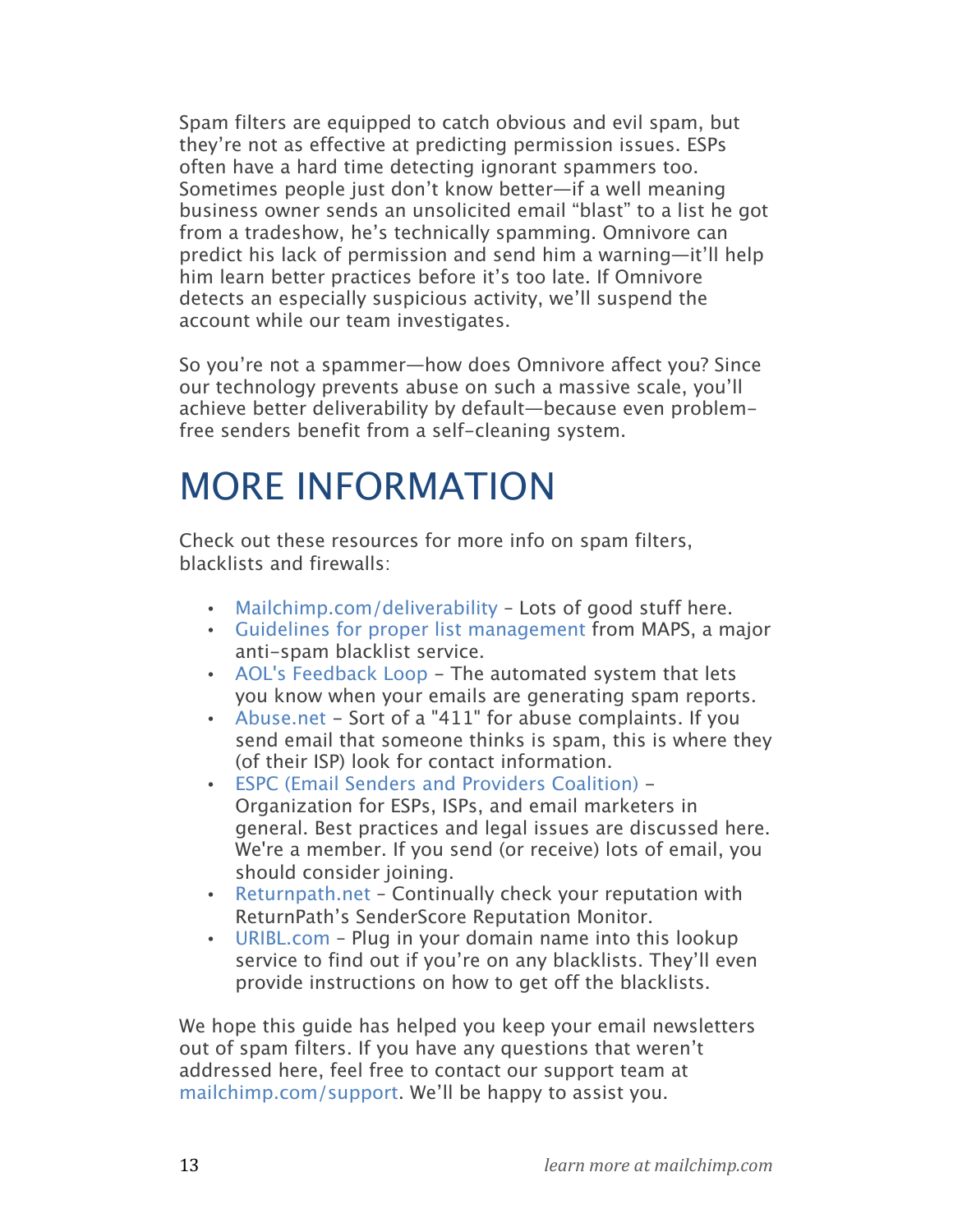Spam filters are equipped to catch obvious and evil spam, but they're not as effective at predicting permission issues. ESPs often have a hard time detecting ignorant spammers too. Sometimes people just don't know better—if a well meaning business owner sends an unsolicited email "blast" to a list he got from a tradeshow, he's technically spamming. Omnivore can predict his lack of permission and send him a warning—it'll help him learn better practices before it's too late. If Omnivore detects an especially suspicious activity, we'll suspend the account while our team investigates.

So you're not a spammer—how does Omnivore affect you? Since our technology prevents abuse on such a massive scale, you'll achieve better deliverability by default—because even problem-free senders benefit from a self-cleaning system.

# MORE INFORMATION

Check out these resources for more info on spam filters, blacklists and firewalls:

- Mailchimp.com/deliverability - Lots of good stuff here.
- Guidelines for proper list management from MAPS, a major anti-spam blacklist service.
- AOL's Feedback Loop - The automated system that lets you know when your emails are generating spam reports.
- Abuse.net - Sort of a "411" for abuse complaints. If you send email that someone thinks is spam, this is where they (of their ISP) look for contact information.
- ESPC (Email Senders and Providers Coalition) - Organization for ESPs, ISPs, and email marketers in general. Best practices and legal issues are discussed here. We're a member. If you send (or receive) lots of email, you should consider joining.
- Returnpath.net - Continually check your reputation with ReturnPath's SenderScore Reputation Monitor.
- URIBL.com - Plug in your domain name into this lookup service to find out if you're on any blacklists. They'll even provide instructions on how to get off the blacklists.

We hope this guide has helped you keep your email newsletters out of spam filters. If you have any questions that weren't addressed here, feel free to contact our support team at mailchimp.com/support. We'll be happy to assist you.